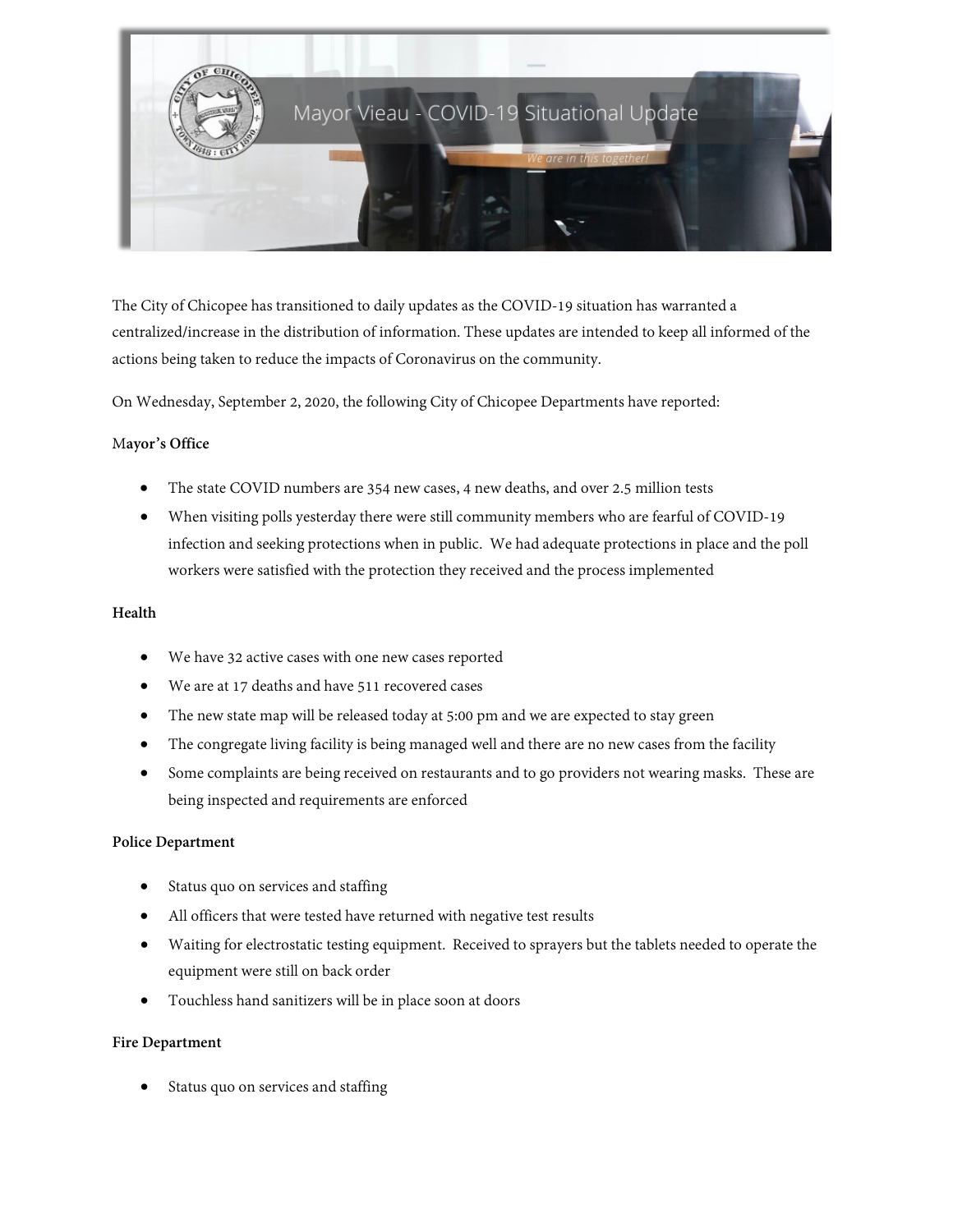# Mayor Vieau - COVID-19 Situational Update

*We are in this together!*

The City of Chicopee has transitioned to daily updates as the COVID-19 situation has warranted a centralized/increase in the distribution of information. These updates are intended to keep all informed of the actions being taken to reduce the impacts of Coronavirus on the community.

On Wednesday, September 2, 2020, the following City of Chicopee Departments have reported:

**Mayor's Office**

- The state COVID numbers are 354 new cases, 4 new deaths, and over 2.5 million tests
- When visiting polls yesterday there were still community members who are fearful of COVID-19 infection and seeking protections when in public. We had adequate protections in place and the poll workers were satisfied with the protection they received and the process implemented

**Health**

- We have 32 active cases with one new cases reported
- We are at 17 deaths and have 511 recovered cases
- The new state map will be released today at 5:00 pm and we are expected to stay green
- The congregate living facility is being managed well and there are no new cases from the facility
- Some complaints are being received on restaurants and to go providers not wearing masks. These are being inspected and requirements are enforced

**Police Department**

- Status quo on services and staffing
- All officers that were tested have returned with negative test results
- Waiting for electrostatic testing equipment. Received to sprayers but the tablets needed to operate the equipment were still on back order
- Touchless hand sanitizers will be in place soon at doors

**Fire Department**

- Status quo on services and staffing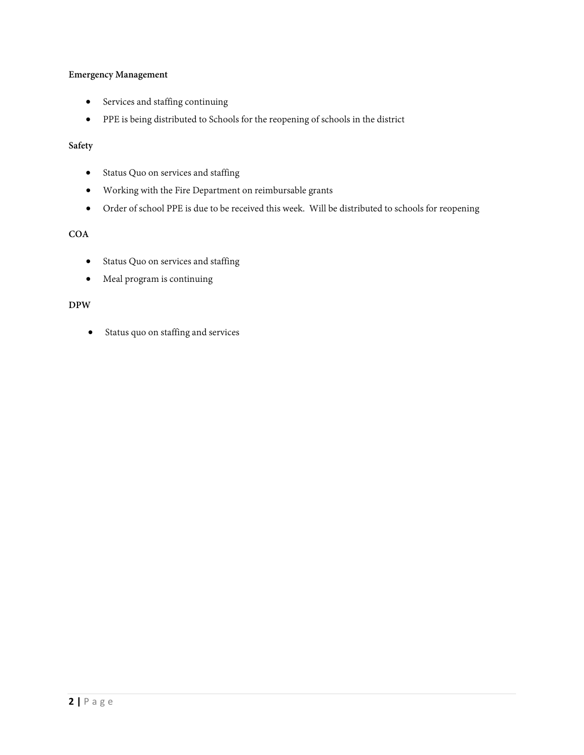**Emergency Management**

- Services and staffing continuing
- PPE is being distributed to Schools for the reopening of schools in the district

**Safety**

- Status Quo on services and staffing
- Working with the Fire Department on reimbursable grants
- Order of school PPE is due to be received this week. Will be distributed to schools for reopening

**COA**

- Status Quo on services and staffing
- Meal program is continuing

**DPW**

- Status quo on staffing and services